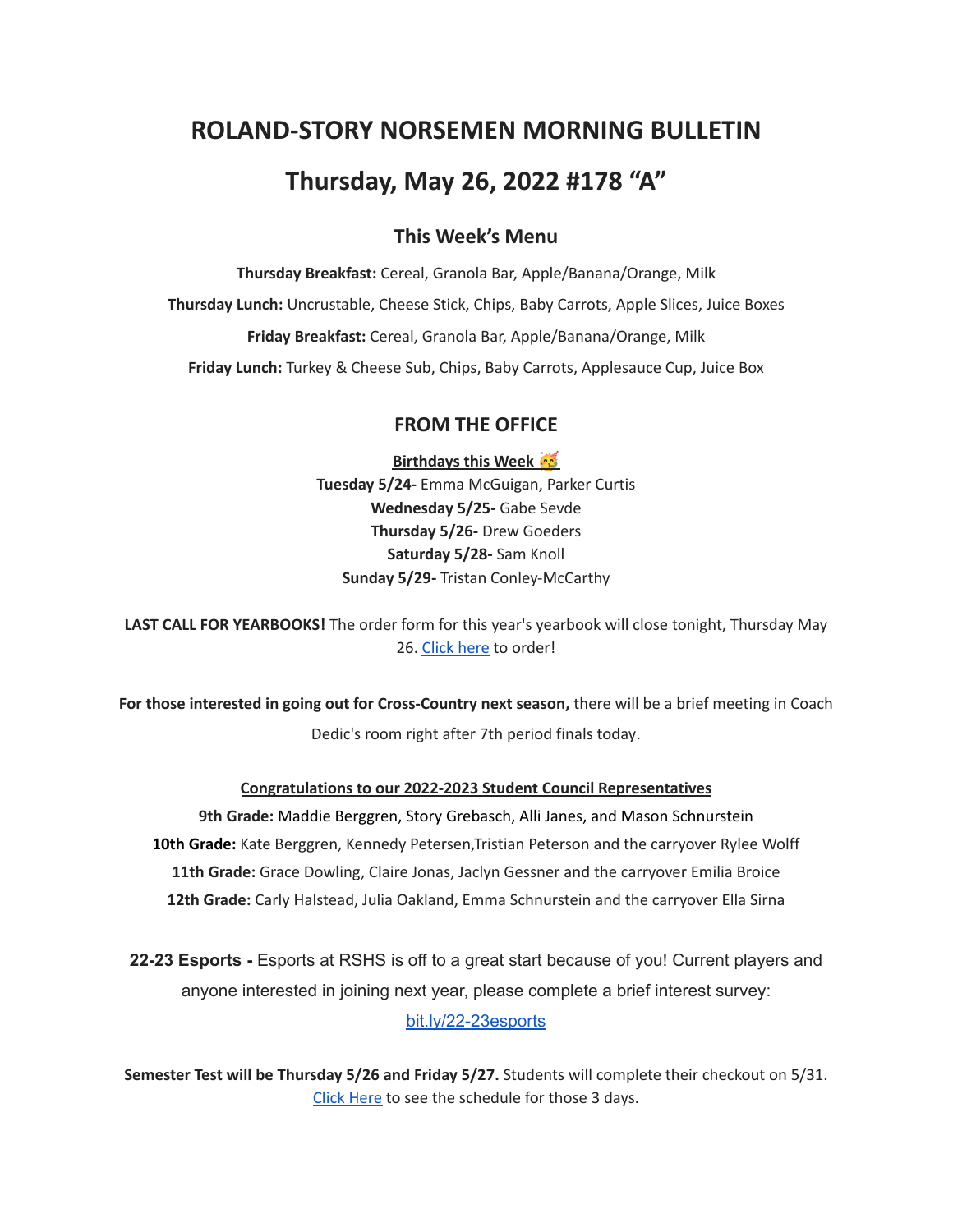# ROLAND-STORY NORSEMEN MORNING BULLETIN

# Thursday, May 26, 2022 #178 "A"

## This Week's Menu

**Thursday Breakfast:** Cereal, Granola Bar, Apple/Banana/Orange, Milk

**Thursday Lunch:** Uncrustable, Cheese Stick, Chips, Baby Carrots, Apple Slices, Juice Boxes

**Friday Breakfast:** Cereal, Granola Bar, Apple/Banana/Orange, Milk

**Friday Lunch:** Turkey & Cheese Sub, Chips, Baby Carrots, Applesauce Cup, Juice Box

## FROM THE OFFICE

**Birthdays this Week 🥳**

**Tuesday 5/24-** Emma McGuigan, Parker Curtis
**Wednesday 5/25-** Gabe Sevde
**Thursday 5/26-** Drew Goeders
**Saturday 5/28-** Sam Knoll
**Sunday 5/29-** Tristan Conley-McCarthy

**LAST CALL FOR YEARBOOKS!** The order form for this year's yearbook will close tonight, Thursday May 26. Click here to order!

**For those interested in going out for Cross-Country next season,** there will be a brief meeting in Coach Dedic's room right after 7th period finals today.

**Congratulations to our 2022-2023 Student Council Representatives**

**9th Grade:** Maddie Berggren, Story Grebasch, Alli Janes, and Mason Schnurstein
**10th Grade:** Kate Berggren, Kennedy Petersen,Tristian Peterson and the carryover Rylee Wolff
**11th Grade:** Grace Dowling, Claire Jonas, Jaclyn Gessner and the carryover Emilia Broice
**12th Grade:** Carly Halstead, Julia Oakland, Emma Schnurstein and the carryover Ella Sirna

**22-23 Esports -** Esports at RSHS is off to a great start because of you! Current players and anyone interested in joining next year, please complete a brief interest survey: bit.ly/22-23esports

**Semester Test will be Thursday 5/26 and Friday 5/27.** Students will complete their checkout on 5/31. Click Here to see the schedule for those 3 days.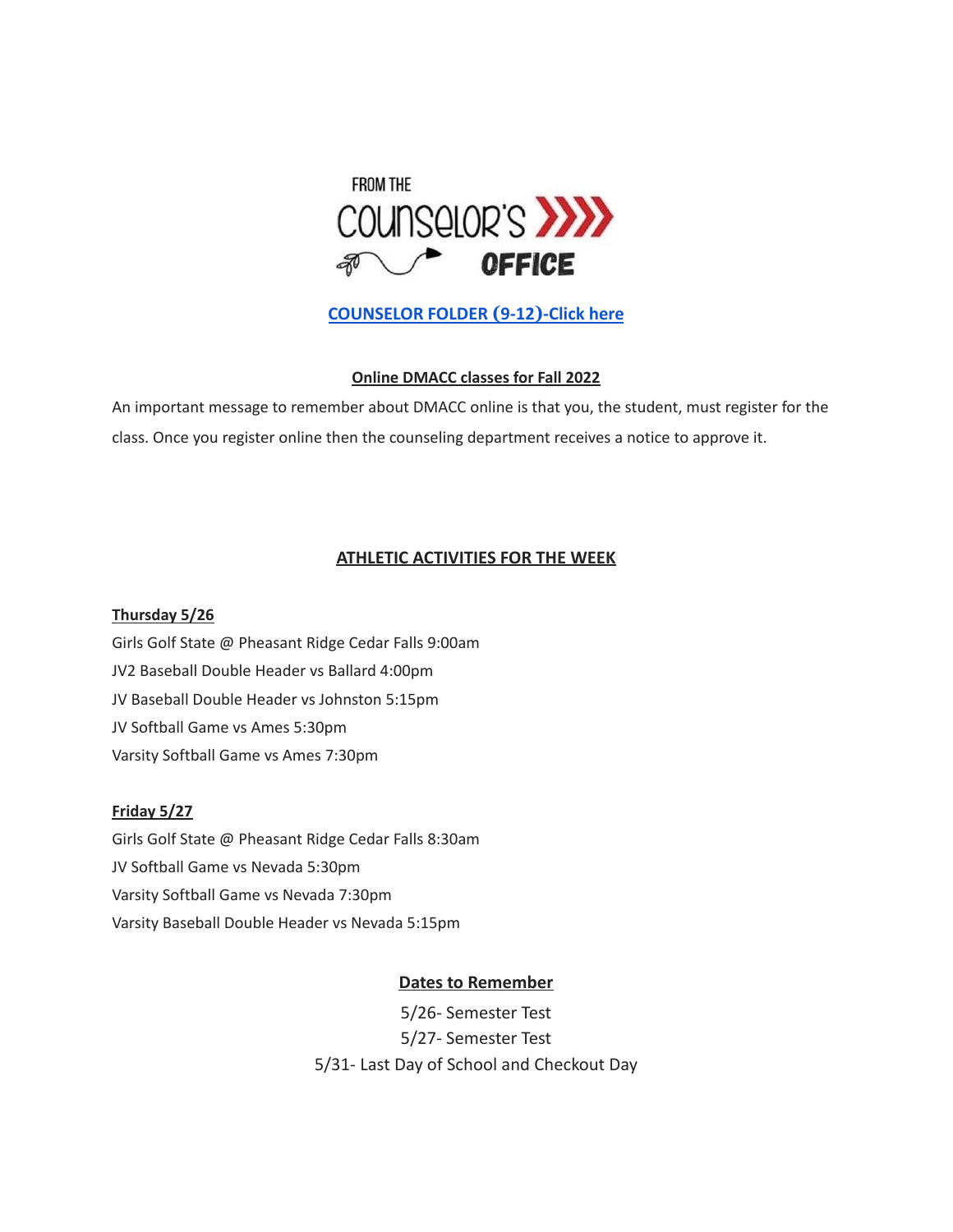# FROM THE COUNSELOR'S OFFICE

**[COUNSELOR FOLDER (9-12)-Click here]**

## Online DMACC classes for Fall 2022

An important message to remember about DMACC online is that you, the student, must register for the class. Once you register online then the counseling department receives a notice to approve it.

## ATHLETIC ACTIVITIES FOR THE WEEK

**Thursday 5/26**

Girls Golf State @ Pheasant Ridge Cedar Falls 9:00am
JV2 Baseball Double Header vs Ballard 4:00pm
JV Baseball Double Header vs Johnston 5:15pm
JV Softball Game vs Ames 5:30pm
Varsity Softball Game vs Ames 7:30pm

**Friday 5/27**

Girls Golf State @ Pheasant Ridge Cedar Falls 8:30am
JV Softball Game vs Nevada 5:30pm
Varsity Softball Game vs Nevada 7:30pm
Varsity Baseball Double Header vs Nevada 5:15pm

## Dates to Remember

5/26- Semester Test
5/27- Semester Test
5/31- Last Day of School and Checkout Day